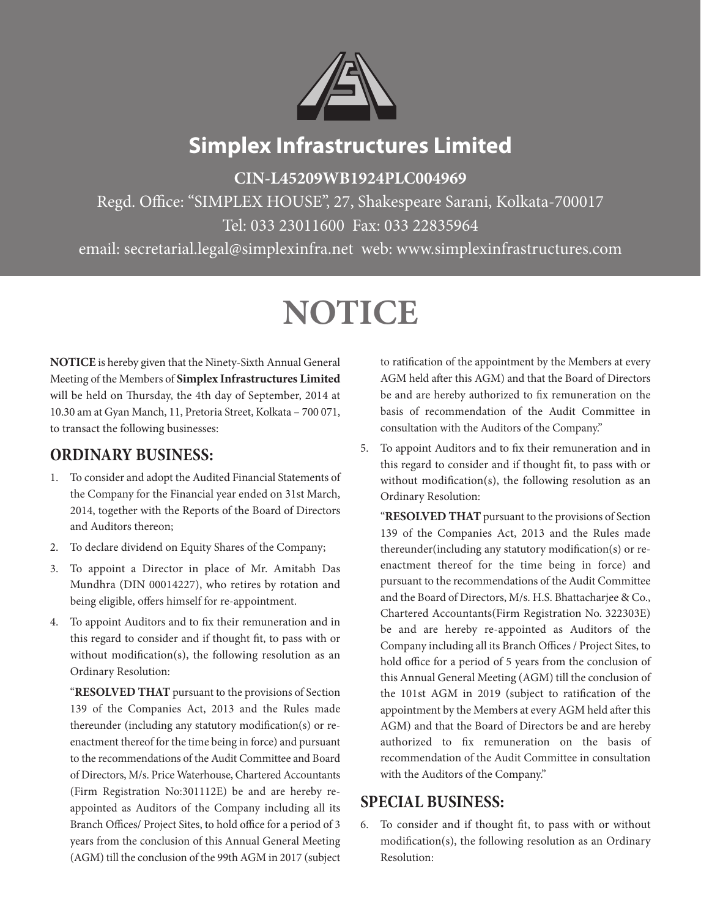# Simplex Infrastructures Limited

**CIN-L45209WB1924PLC004969**

Regd. Office: "SIMPLEX HOUSE", 27, Shakespeare Sarani, Kolkata-700017

Tel: 033 23011600 Fax: 033 22835964

email: secretarial.legal@simplexinfra.net web: www.simplexinfrastructures.com

# NOTICE

**NOTICE** is hereby given that the Ninety-Sixth Annual General Meeting of the Members of **Simplex Infrastructures Limited** will be held on Thursday, the 4th day of September, 2014 at 10.30 am at Gyan Manch, 11, Pretoria Street, Kolkata – 700 071, to transact the following businesses:

## ORDINARY BUSINESS:

1. To consider and adopt the Audited Financial Statements of the Company for the Financial year ended on 31st March, 2014, together with the Reports of the Board of Directors and Auditors thereon;
2. To declare dividend on Equity Shares of the Company;
3. To appoint a Director in place of Mr. Amitabh Das Mundhra (DIN 00014227), who retires by rotation and being eligible, offers himself for re-appointment.
4. To appoint Auditors and to fix their remuneration and in this regard to consider and if thought fit, to pass with or without modification(s), the following resolution as an Ordinary Resolution:

   "**RESOLVED THAT** pursuant to the provisions of Section 139 of the Companies Act, 2013 and the Rules made thereunder (including any statutory modification(s) or re-enactment thereof for the time being in force) and pursuant to the recommendations of the Audit Committee and Board of Directors, M/s. Price Waterhouse, Chartered Accountants (Firm Registration No:301112E) be and are hereby re-appointed as Auditors of the Company including all its Branch Offices/ Project Sites, to hold office for a period of 3 years from the conclusion of this Annual General Meeting (AGM) till the conclusion of the 99th AGM in 2017 (subject to ratification of the appointment by the Members at every AGM held after this AGM) and that the Board of Directors be and are hereby authorized to fix remuneration on the basis of recommendation of the Audit Committee in consultation with the Auditors of the Company."

5. To appoint Auditors and to fix their remuneration and in this regard to consider and if thought fit, to pass with or without modification(s), the following resolution as an Ordinary Resolution:

   "**RESOLVED THAT** pursuant to the provisions of Section 139 of the Companies Act, 2013 and the Rules made thereunder(including any statutory modification(s) or re-enactment thereof for the time being in force) and pursuant to the recommendations of the Audit Committee and the Board of Directors, M/s. H.S. Bhattacharjee & Co., Chartered Accountants(Firm Registration No. 322303E) be and are hereby re-appointed as Auditors of the Company including all its Branch Offices / Project Sites, to hold office for a period of 5 years from the conclusion of this Annual General Meeting (AGM) till the conclusion of the 101st AGM in 2019 (subject to ratification of the appointment by the Members at every AGM held after this AGM) and that the Board of Directors be and are hereby authorized to fix remuneration on the basis of recommendation of the Audit Committee in consultation with the Auditors of the Company."

## SPECIAL BUSINESS:

6. To consider and if thought fit, to pass with or without modification(s), the following resolution as an Ordinary Resolution: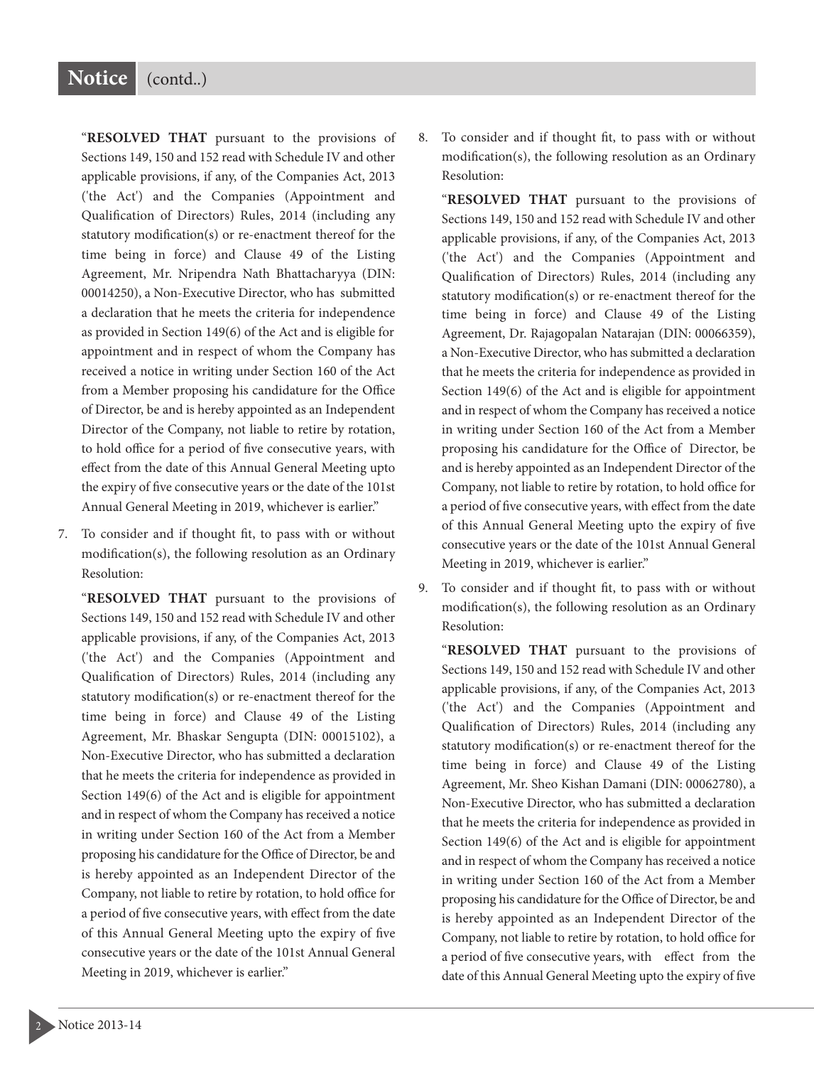"**RESOLVED THAT** pursuant to the provisions of Sections 149, 150 and 152 read with Schedule IV and other applicable provisions, if any, of the Companies Act, 2013 ('the Act') and the Companies (Appointment and Qualification of Directors) Rules, 2014 (including any statutory modification(s) or re-enactment thereof for the time being in force) and Clause 49 of the Listing Agreement, Mr. Nripendra Nath Bhattacharyya (DIN: 00014250), a Non-Executive Director, who has submitted a declaration that he meets the criteria for independence as provided in Section 149(6) of the Act and is eligible for appointment and in respect of whom the Company has received a notice in writing under Section 160 of the Act from a Member proposing his candidature for the Office of Director, be and is hereby appointed as an Independent Director of the Company, not liable to retire by rotation, to hold office for a period of five consecutive years, with effect from the date of this Annual General Meeting upto the expiry of five consecutive years or the date of the 101st Annual General Meeting in 2019, whichever is earlier."

7. To consider and if thought fit, to pass with or without modification(s), the following resolution as an Ordinary Resolution:

   "**RESOLVED THAT** pursuant to the provisions of Sections 149, 150 and 152 read with Schedule IV and other applicable provisions, if any, of the Companies Act, 2013 ('the Act') and the Companies (Appointment and Qualification of Directors) Rules, 2014 (including any statutory modification(s) or re-enactment thereof for the time being in force) and Clause 49 of the Listing Agreement, Mr. Bhaskar Sengupta (DIN: 00015102), a Non-Executive Director, who has submitted a declaration that he meets the criteria for independence as provided in Section 149(6) of the Act and is eligible for appointment and in respect of whom the Company has received a notice in writing under Section 160 of the Act from a Member proposing his candidature for the Office of Director, be and is hereby appointed as an Independent Director of the Company, not liable to retire by rotation, to hold office for a period of five consecutive years, with effect from the date of this Annual General Meeting upto the expiry of five consecutive years or the date of the 101st Annual General Meeting in 2019, whichever is earlier."

8. To consider and if thought fit, to pass with or without modification(s), the following resolution as an Ordinary Resolution:

   "**RESOLVED THAT** pursuant to the provisions of Sections 149, 150 and 152 read with Schedule IV and other applicable provisions, if any, of the Companies Act, 2013 ('the Act') and the Companies (Appointment and Qualification of Directors) Rules, 2014 (including any statutory modification(s) or re-enactment thereof for the time being in force) and Clause 49 of the Listing Agreement, Dr. Rajagopalan Natarajan (DIN: 00066359), a Non-Executive Director, who has submitted a declaration that he meets the criteria for independence as provided in Section 149(6) of the Act and is eligible for appointment and in respect of whom the Company has received a notice in writing under Section 160 of the Act from a Member proposing his candidature for the Office of Director, be and is hereby appointed as an Independent Director of the Company, not liable to retire by rotation, to hold office for a period of five consecutive years, with effect from the date of this Annual General Meeting upto the expiry of five consecutive years or the date of the 101st Annual General Meeting in 2019, whichever is earlier."

9. To consider and if thought fit, to pass with or without modification(s), the following resolution as an Ordinary Resolution:

   "**RESOLVED THAT** pursuant to the provisions of Sections 149, 150 and 152 read with Schedule IV and other applicable provisions, if any, of the Companies Act, 2013 ('the Act') and the Companies (Appointment and Qualification of Directors) Rules, 2014 (including any statutory modification(s) or re-enactment thereof for the time being in force) and Clause 49 of the Listing Agreement, Mr. Sheo Kishan Damani (DIN: 00062780), a Non-Executive Director, who has submitted a declaration that he meets the criteria for independence as provided in Section 149(6) of the Act and is eligible for appointment and in respect of whom the Company has received a notice in writing under Section 160 of the Act from a Member proposing his candidature for the Office of Director, be and is hereby appointed as an Independent Director of the Company, not liable to retire by rotation, to hold office for a period of five consecutive years, with effect from the date of this Annual General Meeting upto the expiry of five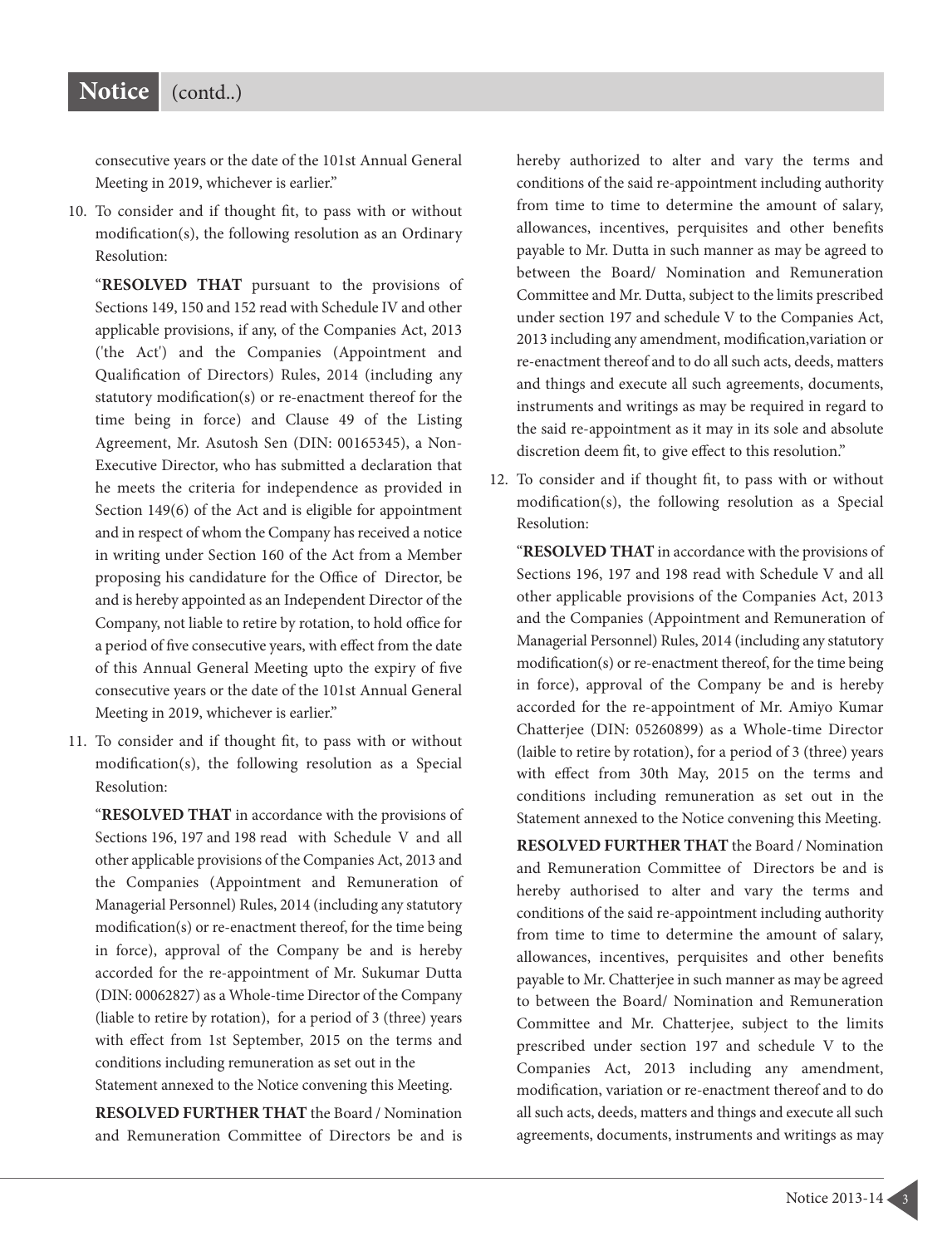consecutive years or the date of the 101st Annual General Meeting in 2019, whichever is earlier."

10. To consider and if thought fit, to pass with or without modification(s), the following resolution as an Ordinary Resolution:

    "**RESOLVED THAT** pursuant to the provisions of Sections 149, 150 and 152 read with Schedule IV and other applicable provisions, if any, of the Companies Act, 2013 ('the Act') and the Companies (Appointment and Qualification of Directors) Rules, 2014 (including any statutory modification(s) or re-enactment thereof for the time being in force) and Clause 49 of the Listing Agreement, Mr. Asutosh Sen (DIN: 00165345), a Non-Executive Director, who has submitted a declaration that he meets the criteria for independence as provided in Section 149(6) of the Act and is eligible for appointment and in respect of whom the Company has received a notice in writing under Section 160 of the Act from a Member proposing his candidature for the Office of Director, be and is hereby appointed as an Independent Director of the Company, not liable to retire by rotation, to hold office for a period of five consecutive years, with effect from the date of this Annual General Meeting upto the expiry of five consecutive years or the date of the 101st Annual General Meeting in 2019, whichever is earlier."

11. To consider and if thought fit, to pass with or without modification(s), the following resolution as a Special Resolution:

    "**RESOLVED THAT** in accordance with the provisions of Sections 196, 197 and 198 read with Schedule V and all other applicable provisions of the Companies Act, 2013 and the Companies (Appointment and Remuneration of Managerial Personnel) Rules, 2014 (including any statutory modification(s) or re-enactment thereof, for the time being in force), approval of the Company be and is hereby accorded for the re-appointment of Mr. Sukumar Dutta (DIN: 00062827) as a Whole-time Director of the Company (liable to retire by rotation), for a period of 3 (three) years with effect from 1st September, 2015 on the terms and conditions including remuneration as set out in the Statement annexed to the Notice convening this Meeting.

    **RESOLVED FURTHER THAT** the Board / Nomination and Remuneration Committee of Directors be and is hereby authorized to alter and vary the terms and conditions of the said re-appointment including authority from time to time to determine the amount of salary, allowances, incentives, perquisites and other benefits payable to Mr. Dutta in such manner as may be agreed to between the Board/ Nomination and Remuneration Committee and Mr. Dutta, subject to the limits prescribed under section 197 and schedule V to the Companies Act, 2013 including any amendment, modification,variation or re-enactment thereof and to do all such acts, deeds, matters and things and execute all such agreements, documents, instruments and writings as may be required in regard to the said re-appointment as it may in its sole and absolute discretion deem fit, to give effect to this resolution."

12. To consider and if thought fit, to pass with or without modification(s), the following resolution as a Special Resolution:

    "**RESOLVED THAT** in accordance with the provisions of Sections 196, 197 and 198 read with Schedule V and all other applicable provisions of the Companies Act, 2013 and the Companies (Appointment and Remuneration of Managerial Personnel) Rules, 2014 (including any statutory modification(s) or re-enactment thereof, for the time being in force), approval of the Company be and is hereby accorded for the re-appointment of Mr. Amiyo Kumar Chatterjee (DIN: 05260899) as a Whole-time Director (laible to retire by rotation), for a period of 3 (three) years with effect from 30th May, 2015 on the terms and conditions including remuneration as set out in the Statement annexed to the Notice convening this Meeting.

    **RESOLVED FURTHER THAT** the Board / Nomination and Remuneration Committee of Directors be and is hereby authorised to alter and vary the terms and conditions of the said re-appointment including authority from time to time to determine the amount of salary, allowances, incentives, perquisites and other benefits payable to Mr. Chatterjee in such manner as may be agreed to between the Board/ Nomination and Remuneration Committee and Mr. Chatterjee, subject to the limits prescribed under section 197 and schedule V to the Companies Act, 2013 including any amendment, modification, variation or re-enactment thereof and to do all such acts, deeds, matters and things and execute all such agreements, documents, instruments and writings as may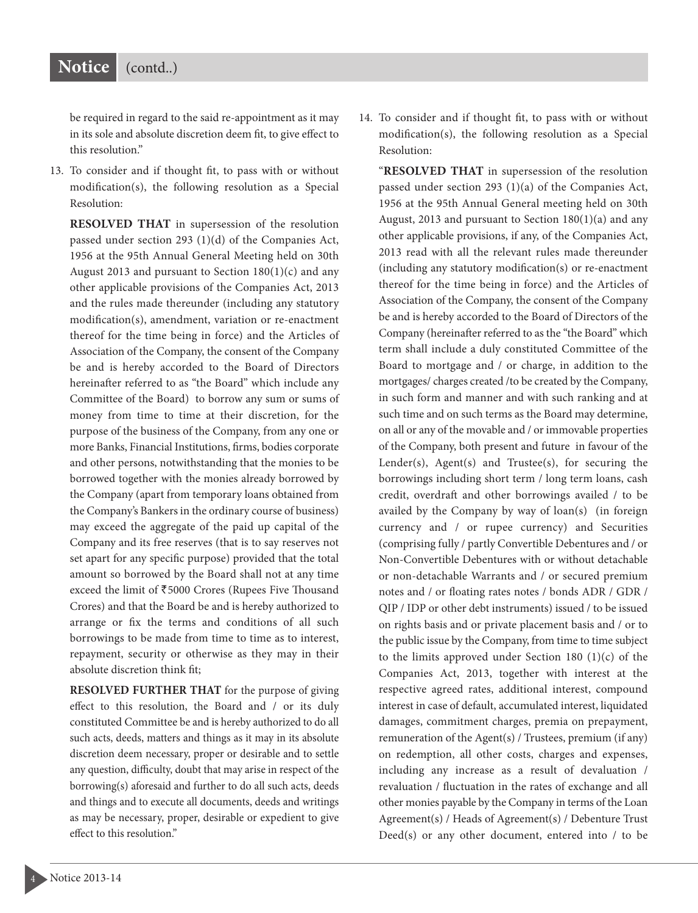be required in regard to the said re-appointment as it may in its sole and absolute discretion deem fit, to give effect to this resolution."

13. To consider and if thought fit, to pass with or without modification(s), the following resolution as a Special Resolution:

    **RESOLVED THAT** in supersession of the resolution passed under section 293 (1)(d) of the Companies Act, 1956 at the 95th Annual General Meeting held on 30th August 2013 and pursuant to Section 180(1)(c) and any other applicable provisions of the Companies Act, 2013 and the rules made thereunder (including any statutory modification(s), amendment, variation or re-enactment thereof for the time being in force) and the Articles of Association of the Company, the consent of the Company be and is hereby accorded to the Board of Directors hereinafter referred to as "the Board" which include any Committee of the Board) to borrow any sum or sums of money from time to time at their discretion, for the purpose of the business of the Company, from any one or more Banks, Financial Institutions, firms, bodies corporate and other persons, notwithstanding that the monies to be borrowed together with the monies already borrowed by the Company (apart from temporary loans obtained from the Company's Bankers in the ordinary course of business) may exceed the aggregate of the paid up capital of the Company and its free reserves (that is to say reserves not set apart for any specific purpose) provided that the total amount so borrowed by the Board shall not at any time exceed the limit of ₹5000 Crores (Rupees Five Thousand Crores) and that the Board be and is hereby authorized to arrange or fix the terms and conditions of all such borrowings to be made from time to time as to interest, repayment, security or otherwise as they may in their absolute discretion think fit;

    **RESOLVED FURTHER THAT** for the purpose of giving effect to this resolution, the Board and / or its duly constituted Committee be and is hereby authorized to do all such acts, deeds, matters and things as it may in its absolute discretion deem necessary, proper or desirable and to settle any question, difficulty, doubt that may arise in respect of the borrowing(s) aforesaid and further to do all such acts, deeds and things and to execute all documents, deeds and writings as may be necessary, proper, desirable or expedient to give effect to this resolution."

14. To consider and if thought fit, to pass with or without modification(s), the following resolution as a Special Resolution:

    "**RESOLVED THAT** in supersession of the resolution passed under section 293 (1)(a) of the Companies Act, 1956 at the 95th Annual General meeting held on 30th August, 2013 and pursuant to Section 180(1)(a) and any other applicable provisions, if any, of the Companies Act, 2013 read with all the relevant rules made thereunder (including any statutory modification(s) or re-enactment thereof for the time being in force) and the Articles of Association of the Company, the consent of the Company be and is hereby accorded to the Board of Directors of the Company (hereinafter referred to as the "the Board" which term shall include a duly constituted Committee of the Board to mortgage and / or charge, in addition to the mortgages/ charges created /to be created by the Company, in such form and manner and with such ranking and at such time and on such terms as the Board may determine, on all or any of the movable and / or immovable properties of the Company, both present and future in favour of the Lender(s), Agent(s) and Trustee(s), for securing the borrowings including short term / long term loans, cash credit, overdraft and other borrowings availed / to be availed by the Company by way of loan(s) (in foreign currency and / or rupee currency) and Securities (comprising fully / partly Convertible Debentures and / or Non-Convertible Debentures with or without detachable or non-detachable Warrants and / or secured premium notes and / or floating rates notes / bonds ADR / GDR / QIP / IDP or other debt instruments) issued / to be issued on rights basis and or private placement basis and / or to the public issue by the Company, from time to time subject to the limits approved under Section 180 (1)(c) of the Companies Act, 2013, together with interest at the respective agreed rates, additional interest, compound interest in case of default, accumulated interest, liquidated damages, commitment charges, premia on prepayment, remuneration of the Agent(s) / Trustees, premium (if any) on redemption, all other costs, charges and expenses, including any increase as a result of devaluation / revaluation / fluctuation in the rates of exchange and all other monies payable by the Company in terms of the Loan Agreement(s) / Heads of Agreement(s) / Debenture Trust Deed(s) or any other document, entered into / to be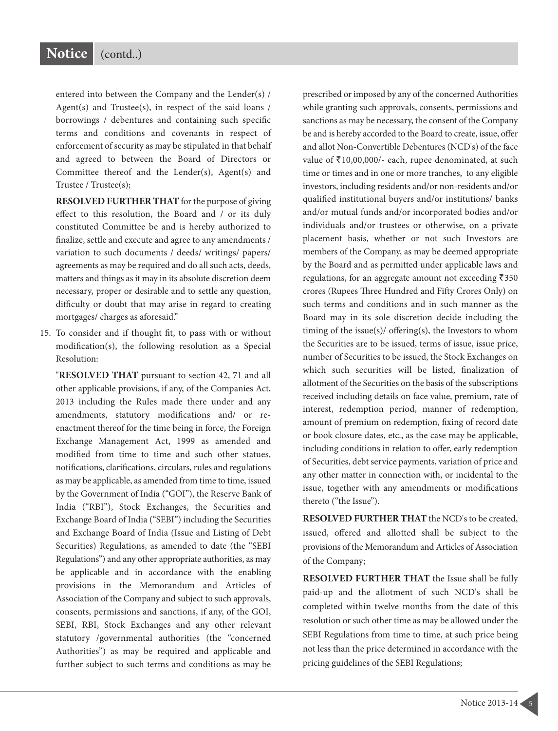entered into between the Company and the Lender(s) / Agent(s) and Trustee(s), in respect of the said loans / borrowings / debentures and containing such specific terms and conditions and covenants in respect of enforcement of security as may be stipulated in that behalf and agreed to between the Board of Directors or Committee thereof and the Lender(s), Agent(s) and Trustee / Trustee(s);

**RESOLVED FURTHER THAT** for the purpose of giving effect to this resolution, the Board and / or its duly constituted Committee be and is hereby authorized to finalize, settle and execute and agree to any amendments / variation to such documents / deeds/ writings/ papers/ agreements as may be required and do all such acts, deeds, matters and things as it may in its absolute discretion deem necessary, proper or desirable and to settle any question, difficulty or doubt that may arise in regard to creating mortgages/ charges as aforesaid."

15. To consider and if thought fit, to pass with or without modification(s), the following resolution as a Special Resolution:

"**RESOLVED THAT** pursuant to section 42, 71 and all other applicable provisions, if any, of the Companies Act, 2013 including the Rules made there under and any amendments, statutory modifications and/ or re-enactment thereof for the time being in force, the Foreign Exchange Management Act, 1999 as amended and modified from time to time and such other statues, notifications, clarifications, circulars, rules and regulations as may be applicable, as amended from time to time, issued by the Government of India ("GOI"), the Reserve Bank of India ("RBI"), Stock Exchanges, the Securities and Exchange Board of India ("SEBI") including the Securities and Exchange Board of India (Issue and Listing of Debt Securities) Regulations, as amended to date (the "SEBI Regulations") and any other appropriate authorities, as may be applicable and in accordance with the enabling provisions in the Memorandum and Articles of Association of the Company and subject to such approvals, consents, permissions and sanctions, if any, of the GOI, SEBI, RBI, Stock Exchanges and any other relevant statutory /governmental authorities (the "concerned Authorities") as may be required and applicable and further subject to such terms and conditions as may be prescribed or imposed by any of the concerned Authorities while granting such approvals, consents, permissions and sanctions as may be necessary, the consent of the Company be and is hereby accorded to the Board to create, issue, offer and allot Non-Convertible Debentures (NCD's) of the face value of ₹10,00,000/- each, rupee denominated, at such time or times and in one or more tranches, to any eligible investors, including residents and/or non-residents and/or qualified institutional buyers and/or institutions/ banks and/or mutual funds and/or incorporated bodies and/or individuals and/or trustees or otherwise, on a private placement basis, whether or not such Investors are members of the Company, as may be deemed appropriate by the Board and as permitted under applicable laws and regulations, for an aggregate amount not exceeding ₹350 crores (Rupees Three Hundred and Fifty Crores Only) on such terms and conditions and in such manner as the Board may in its sole discretion decide including the timing of the issue(s)/ offering(s), the Investors to whom the Securities are to be issued, terms of issue, issue price, number of Securities to be issued, the Stock Exchanges on which such securities will be listed, finalization of allotment of the Securities on the basis of the subscriptions received including details on face value, premium, rate of interest, redemption period, manner of redemption, amount of premium on redemption, fixing of record date or book closure dates, etc., as the case may be applicable, including conditions in relation to offer, early redemption of Securities, debt service payments, variation of price and any other matter in connection with, or incidental to the issue, together with any amendments or modifications thereto ("the Issue").

**RESOLVED FURTHER THAT** the NCD's to be created, issued, offered and allotted shall be subject to the provisions of the Memorandum and Articles of Association of the Company;

**RESOLVED FURTHER THAT** the Issue shall be fully paid-up and the allotment of such NCD's shall be completed within twelve months from the date of this resolution or such other time as may be allowed under the SEBI Regulations from time to time, at such price being not less than the price determined in accordance with the pricing guidelines of the SEBI Regulations;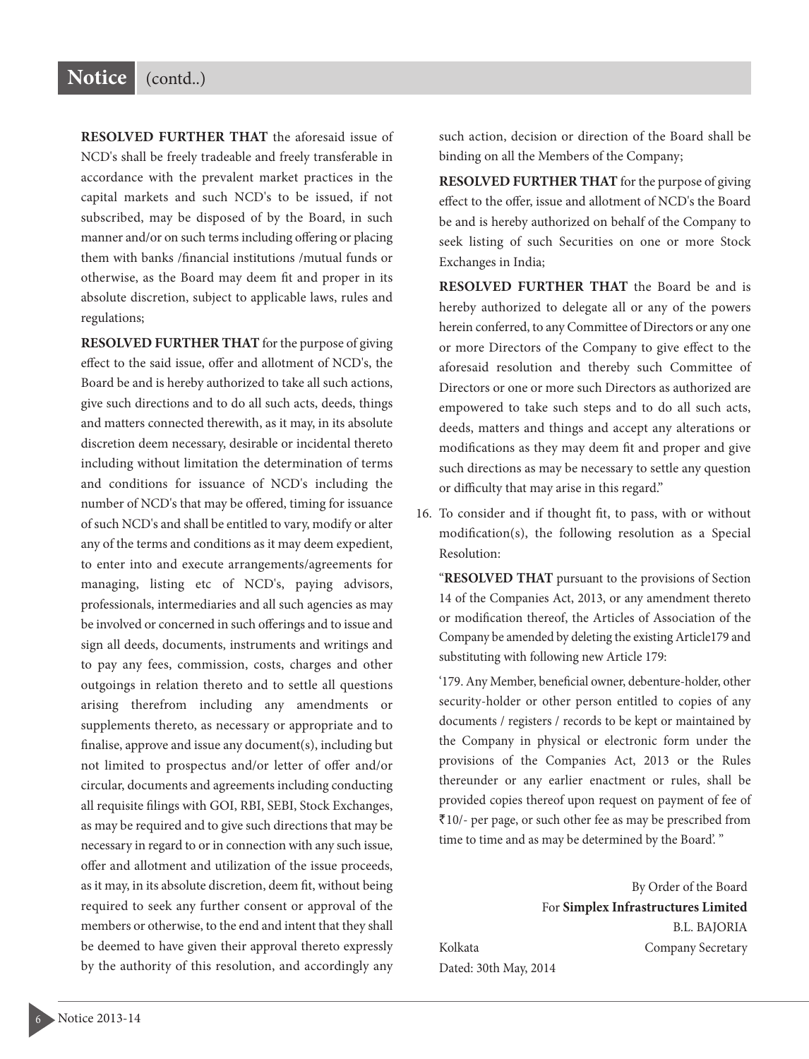**RESOLVED FURTHER THAT** the aforesaid issue of NCD's shall be freely tradeable and freely transferable in accordance with the prevalent market practices in the capital markets and such NCD's to be issued, if not subscribed, may be disposed of by the Board, in such manner and/or on such terms including offering or placing them with banks /financial institutions /mutual funds or otherwise, as the Board may deem fit and proper in its absolute discretion, subject to applicable laws, rules and regulations;

**RESOLVED FURTHER THAT** for the purpose of giving effect to the said issue, offer and allotment of NCD's, the Board be and is hereby authorized to take all such actions, give such directions and to do all such acts, deeds, things and matters connected therewith, as it may, in its absolute discretion deem necessary, desirable or incidental thereto including without limitation the determination of terms and conditions for issuance of NCD's including the number of NCD's that may be offered, timing for issuance of such NCD's and shall be entitled to vary, modify or alter any of the terms and conditions as it may deem expedient, to enter into and execute arrangements/agreements for managing, listing etc of NCD's, paying advisors, professionals, intermediaries and all such agencies as may be involved or concerned in such offerings and to issue and sign all deeds, documents, instruments and writings and to pay any fees, commission, costs, charges and other outgoings in relation thereto and to settle all questions arising therefrom including any amendments or supplements thereto, as necessary or appropriate and to finalise, approve and issue any document(s), including but not limited to prospectus and/or letter of offer and/or circular, documents and agreements including conducting all requisite filings with GOI, RBI, SEBI, Stock Exchanges, as may be required and to give such directions that may be necessary in regard to or in connection with any such issue, offer and allotment and utilization of the issue proceeds, as it may, in its absolute discretion, deem fit, without being required to seek any further consent or approval of the members or otherwise, to the end and intent that they shall be deemed to have given their approval thereto expressly by the authority of this resolution, and accordingly any such action, decision or direction of the Board shall be binding on all the Members of the Company;

**RESOLVED FURTHER THAT** for the purpose of giving effect to the offer, issue and allotment of NCD's the Board be and is hereby authorized on behalf of the Company to seek listing of such Securities on one or more Stock Exchanges in India;

**RESOLVED FURTHER THAT** the Board be and is hereby authorized to delegate all or any of the powers herein conferred, to any Committee of Directors or any one or more Directors of the Company to give effect to the aforesaid resolution and thereby such Committee of Directors or one or more such Directors as authorized are empowered to take such steps and to do all such acts, deeds, matters and things and accept any alterations or modifications as they may deem fit and proper and give such directions as may be necessary to settle any question or difficulty that may arise in this regard."

16. To consider and if thought fit, to pass, with or without modification(s), the following resolution as a Special Resolution:

   "**RESOLVED THAT** pursuant to the provisions of Section 14 of the Companies Act, 2013, or any amendment thereto or modification thereof, the Articles of Association of the Company be amended by deleting the existing Article179 and substituting with following new Article 179:

   '179. Any Member, beneficial owner, debenture-holder, other security-holder or other person entitled to copies of any documents / registers / records to be kept or maintained by the Company in physical or electronic form under the provisions of the Companies Act, 2013 or the Rules thereunder or any earlier enactment or rules, shall be provided copies thereof upon request on payment of fee of ₹10/- per page, or such other fee as may be prescribed from time to time and as may be determined by the Board'. "

By Order of the Board
For **Simplex Infrastructures Limited**
B.L. BAJORIA
Company Secretary

Kolkata
Dated: 30th May, 2014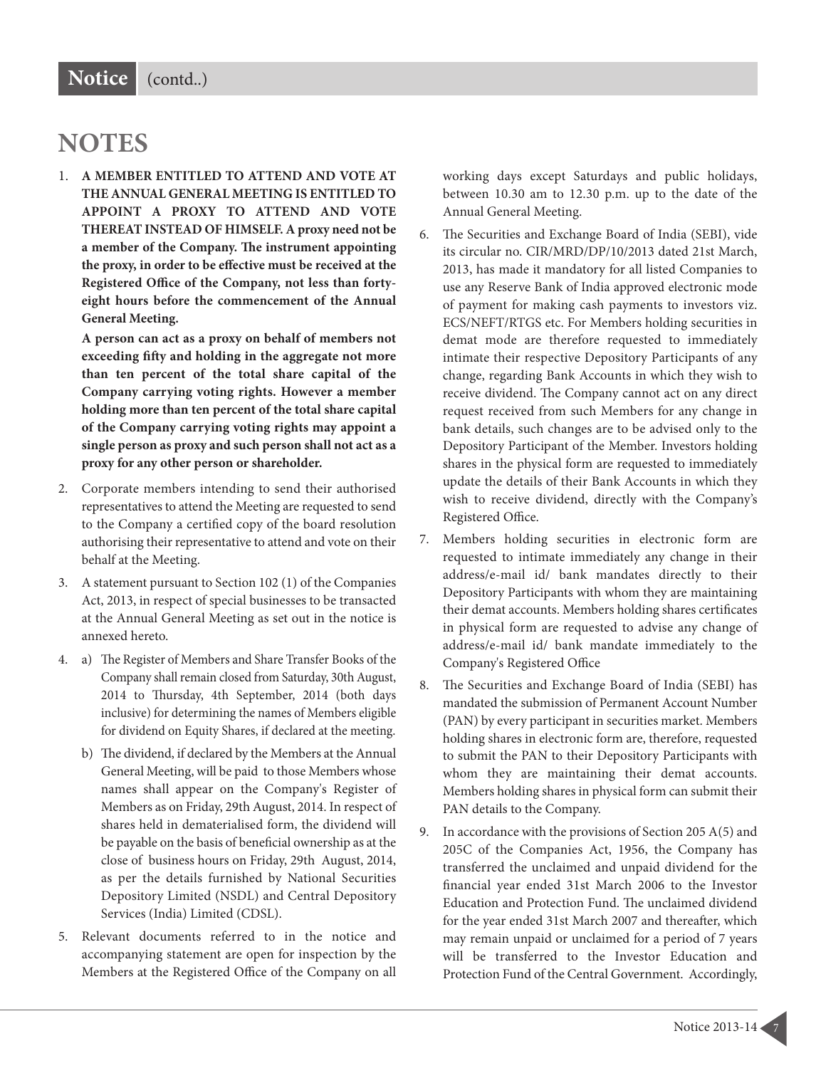# NOTES

1. **A MEMBER ENTITLED TO ATTEND AND VOTE AT THE ANNUAL GENERAL MEETING IS ENTITLED TO APPOINT A PROXY TO ATTEND AND VOTE THEREAT INSTEAD OF HIMSELF. A proxy need not be a member of the Company. The instrument appointing the proxy, in order to be effective must be received at the Registered Office of the Company, not less than forty-eight hours before the commencement of the Annual General Meeting.**

   **A person can act as a proxy on behalf of members not exceeding fifty and holding in the aggregate not more than ten percent of the total share capital of the Company carrying voting rights. However a member holding more than ten percent of the total share capital of the Company carrying voting rights may appoint a single person as proxy and such person shall not act as a proxy for any other person or shareholder.**

2. Corporate members intending to send their authorised representatives to attend the Meeting are requested to send to the Company a certified copy of the board resolution authorising their representative to attend and vote on their behalf at the Meeting.

3. A statement pursuant to Section 102 (1) of the Companies Act, 2013, in respect of special businesses to be transacted at the Annual General Meeting as set out in the notice is annexed hereto.

4. a) The Register of Members and Share Transfer Books of the Company shall remain closed from Saturday, 30th August, 2014 to Thursday, 4th September, 2014 (both days inclusive) for determining the names of Members eligible for dividend on Equity Shares, if declared at the meeting.

   b) The dividend, if declared by the Members at the Annual General Meeting, will be paid to those Members whose names shall appear on the Company's Register of Members as on Friday, 29th August, 2014. In respect of shares held in dematerialised form, the dividend will be payable on the basis of beneficial ownership as at the close of business hours on Friday, 29th August, 2014, as per the details furnished by National Securities Depository Limited (NSDL) and Central Depository Services (India) Limited (CDSL).

5. Relevant documents referred to in the notice and accompanying statement are open for inspection by the Members at the Registered Office of the Company on all working days except Saturdays and public holidays, between 10.30 am to 12.30 p.m. up to the date of the Annual General Meeting.

6. The Securities and Exchange Board of India (SEBI), vide its circular no. CIR/MRD/DP/10/2013 dated 21st March, 2013, has made it mandatory for all listed Companies to use any Reserve Bank of India approved electronic mode of payment for making cash payments to investors viz. ECS/NEFT/RTGS etc. For Members holding securities in demat mode are therefore requested to immediately intimate their respective Depository Participants of any change, regarding Bank Accounts in which they wish to receive dividend. The Company cannot act on any direct request received from such Members for any change in bank details, such changes are to be advised only to the Depository Participant of the Member. Investors holding shares in the physical form are requested to immediately update the details of their Bank Accounts in which they wish to receive dividend, directly with the Company's Registered Office.

7. Members holding securities in electronic form are requested to intimate immediately any change in their address/e-mail id/ bank mandates directly to their Depository Participants with whom they are maintaining their demat accounts. Members holding shares certificates in physical form are requested to advise any change of address/e-mail id/ bank mandate immediately to the Company's Registered Office

8. The Securities and Exchange Board of India (SEBI) has mandated the submission of Permanent Account Number (PAN) by every participant in securities market. Members holding shares in electronic form are, therefore, requested to submit the PAN to their Depository Participants with whom they are maintaining their demat accounts. Members holding shares in physical form can submit their PAN details to the Company.

9. In accordance with the provisions of Section 205 A(5) and 205C of the Companies Act, 1956, the Company has transferred the unclaimed and unpaid dividend for the financial year ended 31st March 2006 to the Investor Education and Protection Fund. The unclaimed dividend for the year ended 31st March 2007 and thereafter, which may remain unpaid or unclaimed for a period of 7 years will be transferred to the Investor Education and Protection Fund of the Central Government. Accordingly,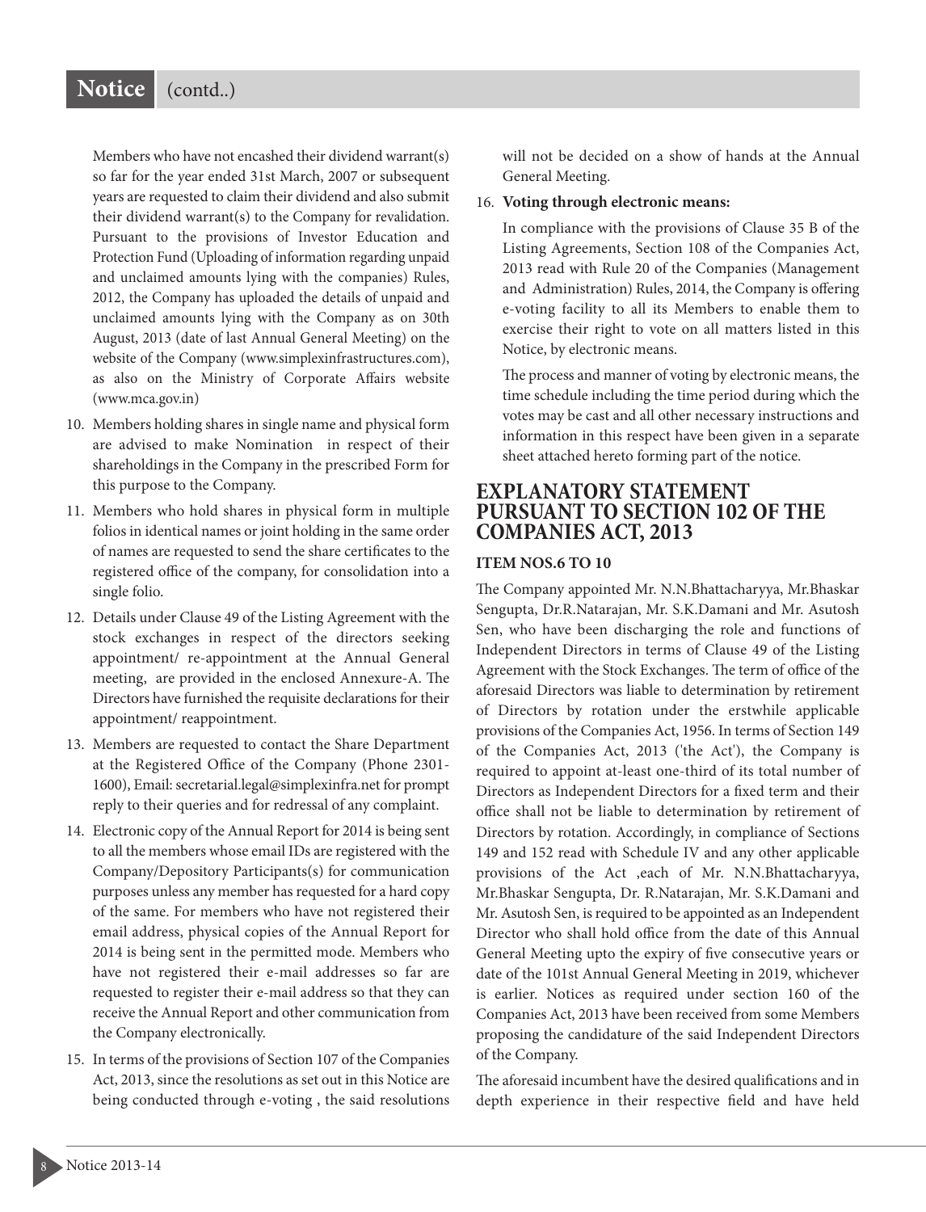Members who have not encashed their dividend warrant(s) so far for the year ended 31st March, 2007 or subsequent years are requested to claim their dividend and also submit their dividend warrant(s) to the Company for revalidation. Pursuant to the provisions of Investor Education and Protection Fund (Uploading of information regarding unpaid and unclaimed amounts lying with the companies) Rules, 2012, the Company has uploaded the details of unpaid and unclaimed amounts lying with the Company as on 30th August, 2013 (date of last Annual General Meeting) on the website of the Company (www.simplexinfrastructures.com), as also on the Ministry of Corporate Affairs website (www.mca.gov.in)

10. Members holding shares in single name and physical form are advised to make Nomination in respect of their shareholdings in the Company in the prescribed Form for this purpose to the Company.

11. Members who hold shares in physical form in multiple folios in identical names or joint holding in the same order of names are requested to send the share certificates to the registered office of the company, for consolidation into a single folio.

12. Details under Clause 49 of the Listing Agreement with the stock exchanges in respect of the directors seeking appointment/ re-appointment at the Annual General meeting, are provided in the enclosed Annexure-A. The Directors have furnished the requisite declarations for their appointment/ reappointment.

13. Members are requested to contact the Share Department at the Registered Office of the Company (Phone 2301-1600), Email: secretarial.legal@simplexinfra.net for prompt reply to their queries and for redressal of any complaint.

14. Electronic copy of the Annual Report for 2014 is being sent to all the members whose email IDs are registered with the Company/Depository Participants(s) for communication purposes unless any member has requested for a hard copy of the same. For members who have not registered their email address, physical copies of the Annual Report for 2014 is being sent in the permitted mode. Members who have not registered their e-mail addresses so far are requested to register their e-mail address so that they can receive the Annual Report and other communication from the Company electronically.

15. In terms of the provisions of Section 107 of the Companies Act, 2013, since the resolutions as set out in this Notice are being conducted through e-voting , the said resolutions will not be decided on a show of hands at the Annual General Meeting.

16. **Voting through electronic means:**

    In compliance with the provisions of Clause 35 B of the Listing Agreements, Section 108 of the Companies Act, 2013 read with Rule 20 of the Companies (Management and Administration) Rules, 2014, the Company is offering e-voting facility to all its Members to enable them to exercise their right to vote on all matters listed in this Notice, by electronic means.

    The process and manner of voting by electronic means, the time schedule including the time period during which the votes may be cast and all other necessary instructions and information in this respect have been given in a separate sheet attached hereto forming part of the notice.

## EXPLANATORY STATEMENT PURSUANT TO SECTION 102 OF THE COMPANIES ACT, 2013

### ITEM NOS.6 TO 10

The Company appointed Mr. N.N.Bhattacharyya, Mr.Bhaskar Sengupta, Dr.R.Natarajan, Mr. S.K.Damani and Mr. Asutosh Sen, who have been discharging the role and functions of Independent Directors in terms of Clause 49 of the Listing Agreement with the Stock Exchanges. The term of office of the aforesaid Directors was liable to determination by retirement of Directors by rotation under the erstwhile applicable provisions of the Companies Act, 1956. In terms of Section 149 of the Companies Act, 2013 ('the Act'), the Company is required to appoint at-least one-third of its total number of Directors as Independent Directors for a fixed term and their office shall not be liable to determination by retirement of Directors by rotation. Accordingly, in compliance of Sections 149 and 152 read with Schedule IV and any other applicable provisions of the Act ,each of Mr. N.N.Bhattacharyya, Mr.Bhaskar Sengupta, Dr. R.Natarajan, Mr. S.K.Damani and Mr. Asutosh Sen, is required to be appointed as an Independent Director who shall hold office from the date of this Annual General Meeting upto the expiry of five consecutive years or date of the 101st Annual General Meeting in 2019, whichever is earlier. Notices as required under section 160 of the Companies Act, 2013 have been received from some Members proposing the candidature of the said Independent Directors of the Company.

The aforesaid incumbent have the desired qualifications and in depth experience in their respective field and have held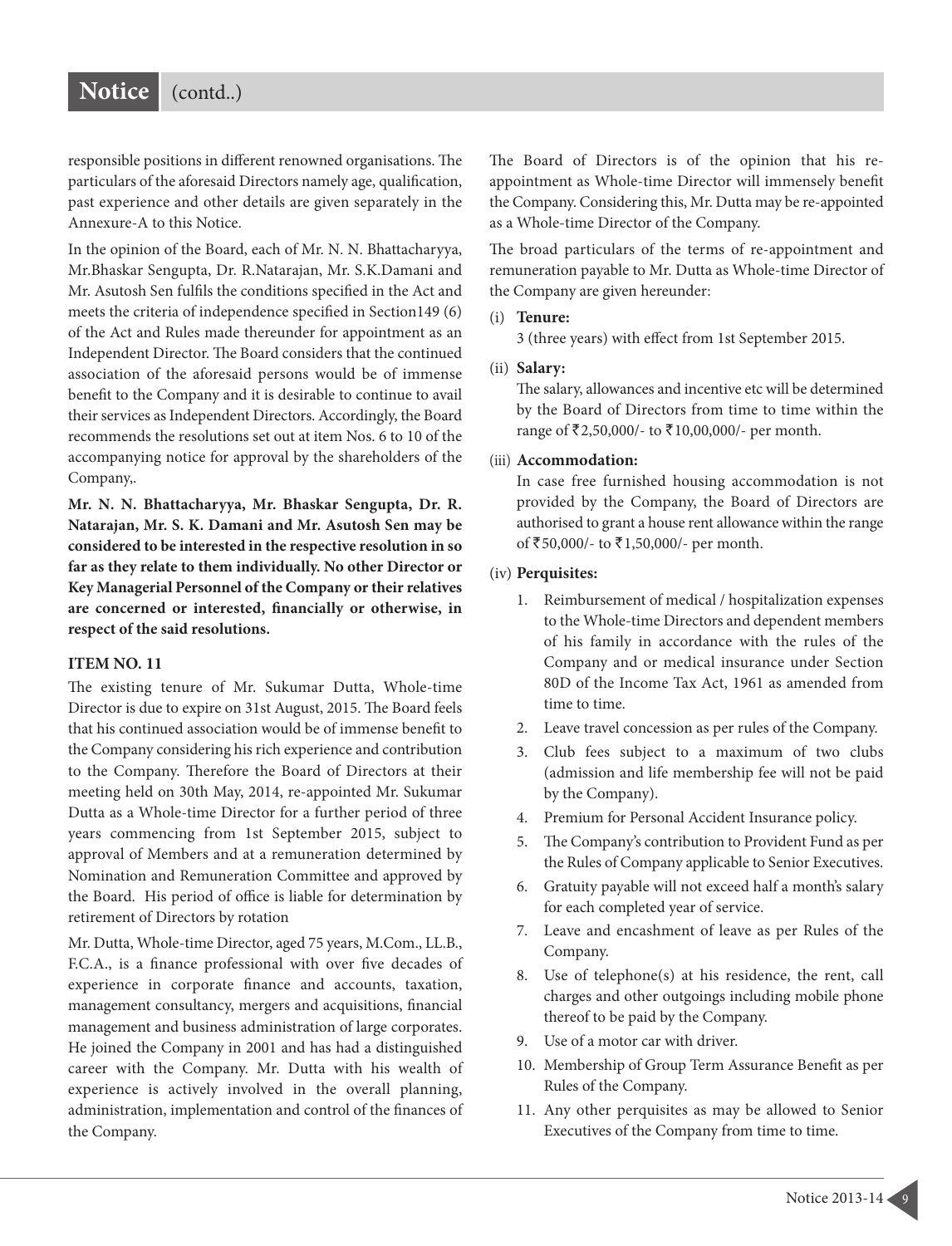responsible positions in different renowned organisations. The particulars of the aforesaid Directors namely age, qualification, past experience and other details are given separately in the Annexure-A to this Notice.

In the opinion of the Board, each of Mr. N. N. Bhattacharyya, Mr.Bhaskar Sengupta, Dr. R.Natarajan, Mr. S.K.Damani and Mr. Asutosh Sen fulfils the conditions specified in the Act and meets the criteria of independence specified in Section149 (6) of the Act and Rules made thereunder for appointment as an Independent Director. The Board considers that the continued association of the aforesaid persons would be of immense benefit to the Company and it is desirable to continue to avail their services as Independent Directors. Accordingly, the Board recommends the resolutions set out at item Nos. 6 to 10 of the accompanying notice for approval by the shareholders of the Company,.

**Mr. N. N. Bhattacharyya, Mr. Bhaskar Sengupta, Dr. R. Natarajan, Mr. S. K. Damani and Mr. Asutosh Sen may be considered to be interested in the respective resolution in so far as they relate to them individually. No other Director or Key Managerial Personnel of the Company or their relatives are concerned or interested, financially or otherwise, in respect of the said resolutions.**

**ITEM NO. 11**

The existing tenure of Mr. Sukumar Dutta, Whole-time Director is due to expire on 31st August, 2015. The Board feels that his continued association would be of immense benefit to the Company considering his rich experience and contribution to the Company. Therefore the Board of Directors at their meeting held on 30th May, 2014, re-appointed Mr. Sukumar Dutta as a Whole-time Director for a further period of three years commencing from 1st September 2015, subject to approval of Members and at a remuneration determined by Nomination and Remuneration Committee and approved by the Board. His period of office is liable for determination by retirement of Directors by rotation

Mr. Dutta, Whole-time Director, aged 75 years, M.Com., LL.B., F.C.A., is a finance professional with over five decades of experience in corporate finance and accounts, taxation, management consultancy, mergers and acquisitions, financial management and business administration of large corporates. He joined the Company in 2001 and has had a distinguished career with the Company. Mr. Dutta with his wealth of experience is actively involved in the overall planning, administration, implementation and control of the finances of the Company.

The Board of Directors is of the opinion that his re-appointment as Whole-time Director will immensely benefit the Company. Considering this, Mr. Dutta may be re-appointed as a Whole-time Director of the Company.

The broad particulars of the terms of re-appointment and remuneration payable to Mr. Dutta as Whole-time Director of the Company are given hereunder:

(i) **Tenure:**
3 (three years) with effect from 1st September 2015.

(ii) **Salary:**
The salary, allowances and incentive etc will be determined by the Board of Directors from time to time within the range of ₹2,50,000/- to ₹10,00,000/- per month.

(iii) **Accommodation:**
In case free furnished housing accommodation is not provided by the Company, the Board of Directors are authorised to grant a house rent allowance within the range of ₹50,000/- to ₹1,50,000/- per month.

(iv) **Perquisites:**

1. Reimbursement of medical / hospitalization expenses to the Whole-time Directors and dependent members of his family in accordance with the rules of the Company and or medical insurance under Section 80D of the Income Tax Act, 1961 as amended from time to time.
2. Leave travel concession as per rules of the Company.
3. Club fees subject to a maximum of two clubs (admission and life membership fee will not be paid by the Company).
4. Premium for Personal Accident Insurance policy.
5. The Company's contribution to Provident Fund as per the Rules of Company applicable to Senior Executives.
6. Gratuity payable will not exceed half a month's salary for each completed year of service.
7. Leave and encashment of leave as per Rules of the Company.
8. Use of telephone(s) at his residence, the rent, call charges and other outgoings including mobile phone thereof to be paid by the Company.
9. Use of a motor car with driver.
10. Membership of Group Term Assurance Benefit as per Rules of the Company.
11. Any other perquisites as may be allowed to Senior Executives of the Company from time to time.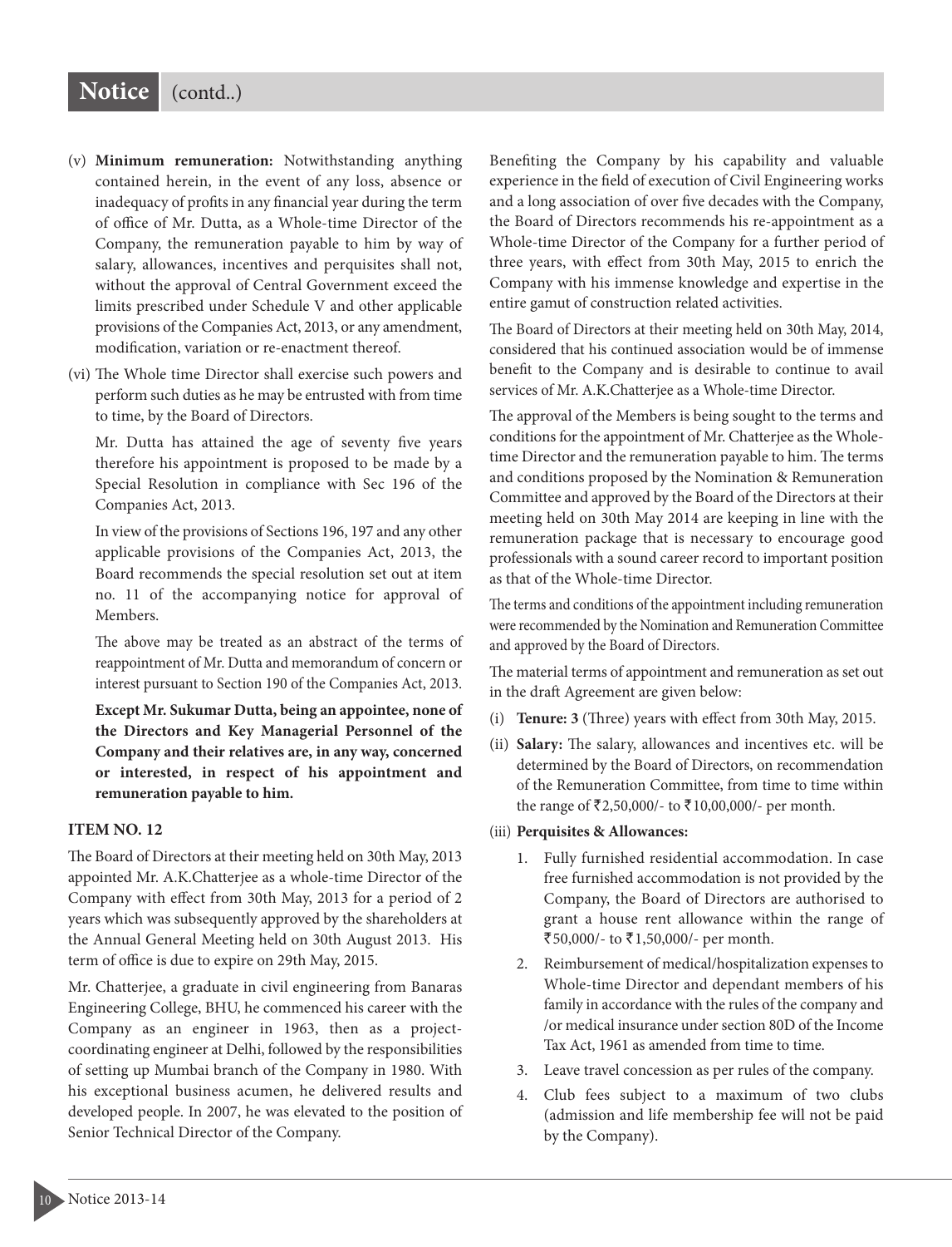(v) **Minimum remuneration:** Notwithstanding anything contained herein, in the event of any loss, absence or inadequacy of profits in any financial year during the term of office of Mr. Dutta, as a Whole-time Director of the Company, the remuneration payable to him by way of salary, allowances, incentives and perquisites shall not, without the approval of Central Government exceed the limits prescribed under Schedule V and other applicable provisions of the Companies Act, 2013, or any amendment, modification, variation or re-enactment thereof.

(vi) The Whole time Director shall exercise such powers and perform such duties as he may be entrusted with from time to time, by the Board of Directors.

Mr. Dutta has attained the age of seventy five years therefore his appointment is proposed to be made by a Special Resolution in compliance with Sec 196 of the Companies Act, 2013.

In view of the provisions of Sections 196, 197 and any other applicable provisions of the Companies Act, 2013, the Board recommends the special resolution set out at item no. 11 of the accompanying notice for approval of Members.

The above may be treated as an abstract of the terms of reappointment of Mr. Dutta and memorandum of concern or interest pursuant to Section 190 of the Companies Act, 2013.

**Except Mr. Sukumar Dutta, being an appointee, none of the Directors and Key Managerial Personnel of the Company and their relatives are, in any way, concerned or interested, in respect of his appointment and remuneration payable to him.**

**ITEM NO. 12**

The Board of Directors at their meeting held on 30th May, 2013 appointed Mr. A.K.Chatterjee as a whole-time Director of the Company with effect from 30th May, 2013 for a period of 2 years which was subsequently approved by the shareholders at the Annual General Meeting held on 30th August 2013. His term of office is due to expire on 29th May, 2015.

Mr. Chatterjee, a graduate in civil engineering from Banaras Engineering College, BHU, he commenced his career with the Company as an engineer in 1963, then as a project-coordinating engineer at Delhi, followed by the responsibilities of setting up Mumbai branch of the Company in 1980. With his exceptional business acumen, he delivered results and developed people. In 2007, he was elevated to the position of Senior Technical Director of the Company.

Benefiting the Company by his capability and valuable experience in the field of execution of Civil Engineering works and a long association of over five decades with the Company, the Board of Directors recommends his re-appointment as a Whole-time Director of the Company for a further period of three years, with effect from 30th May, 2015 to enrich the Company with his immense knowledge and expertise in the entire gamut of construction related activities.

The Board of Directors at their meeting held on 30th May, 2014, considered that his continued association would be of immense benefit to the Company and is desirable to continue to avail services of Mr. A.K.Chatterjee as a Whole-time Director.

The approval of the Members is being sought to the terms and conditions for the appointment of Mr. Chatterjee as the Whole-time Director and the remuneration payable to him. The terms and conditions proposed by the Nomination & Remuneration Committee and approved by the Board of the Directors at their meeting held on 30th May 2014 are keeping in line with the remuneration package that is necessary to encourage good professionals with a sound career record to important position as that of the Whole-time Director.

The terms and conditions of the appointment including remuneration were recommended by the Nomination and Remuneration Committee and approved by the Board of Directors.

The material terms of appointment and remuneration as set out in the draft Agreement are given below:

(i) **Tenure: 3** (Three) years with effect from 30th May, 2015.

(ii) **Salary:** The salary, allowances and incentives etc. will be determined by the Board of Directors, on recommendation of the Remuneration Committee, from time to time within the range of ₹2,50,000/- to ₹10,00,000/- per month.

(iii) **Perquisites & Allowances:**

1. Fully furnished residential accommodation. In case free furnished accommodation is not provided by the Company, the Board of Directors are authorised to grant a house rent allowance within the range of ₹50,000/- to ₹1,50,000/- per month.
2. Reimbursement of medical/hospitalization expenses to Whole-time Director and dependant members of his family in accordance with the rules of the company and /or medical insurance under section 80D of the Income Tax Act, 1961 as amended from time to time.
3. Leave travel concession as per rules of the company.
4. Club fees subject to a maximum of two clubs (admission and life membership fee will not be paid by the Company).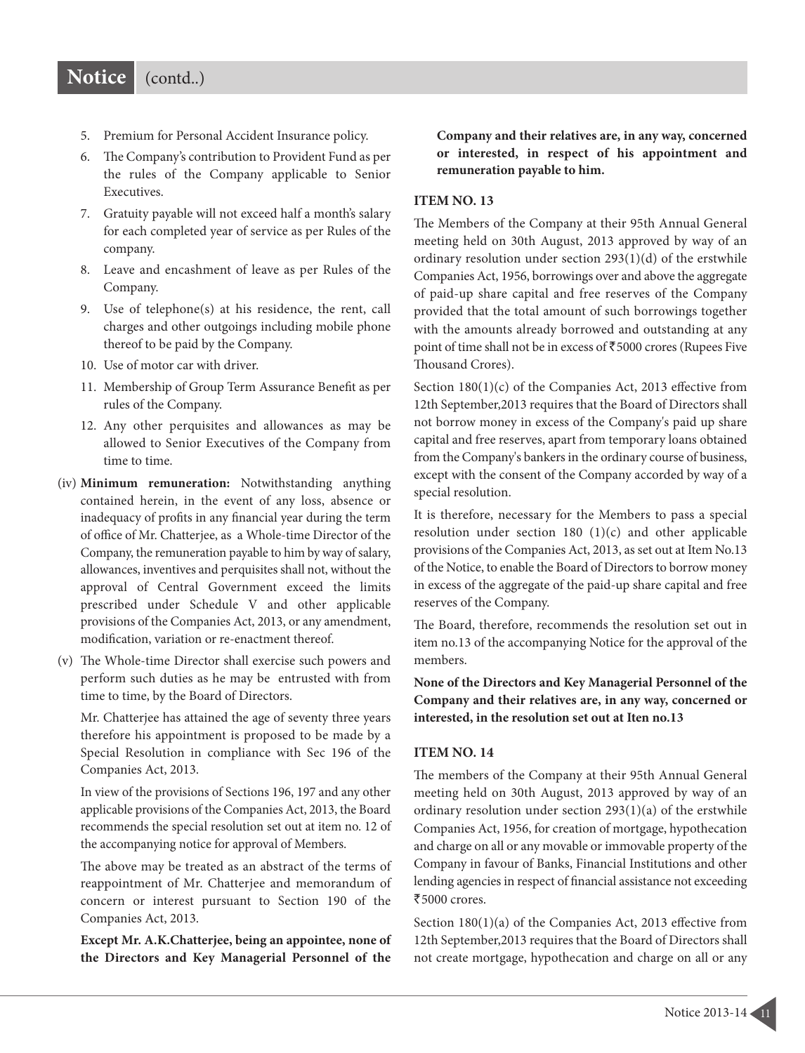5. Premium for Personal Accident Insurance policy.
6. The Company's contribution to Provident Fund as per the rules of the Company applicable to Senior Executives.
7. Gratuity payable will not exceed half a month's salary for each completed year of service as per Rules of the company.
8. Leave and encashment of leave as per Rules of the Company.
9. Use of telephone(s) at his residence, the rent, call charges and other outgoings including mobile phone thereof to be paid by the Company.
10. Use of motor car with driver.
11. Membership of Group Term Assurance Benefit as per rules of the Company.
12. Any other perquisites and allowances as may be allowed to Senior Executives of the Company from time to time.

(iv) **Minimum remuneration:** Notwithstanding anything contained herein, in the event of any loss, absence or inadequacy of profits in any financial year during the term of office of Mr. Chatterjee, as a Whole-time Director of the Company, the remuneration payable to him by way of salary, allowances, inventives and perquisites shall not, without the approval of Central Government exceed the limits prescribed under Schedule V and other applicable provisions of the Companies Act, 2013, or any amendment, modification, variation or re-enactment thereof.

(v) The Whole-time Director shall exercise such powers and perform such duties as he may be entrusted with from time to time, by the Board of Directors.

Mr. Chatterjee has attained the age of seventy three years therefore his appointment is proposed to be made by a Special Resolution in compliance with Sec 196 of the Companies Act, 2013.

In view of the provisions of Sections 196, 197 and any other applicable provisions of the Companies Act, 2013, the Board recommends the special resolution set out at item no. 12 of the accompanying notice for approval of Members.

The above may be treated as an abstract of the terms of reappointment of Mr. Chatterjee and memorandum of concern or interest pursuant to Section 190 of the Companies Act, 2013.

**Except Mr. A.K.Chatterjee, being an appointee, none of the Directors and Key Managerial Personnel of the Company and their relatives are, in any way, concerned or interested, in respect of his appointment and remuneration payable to him.**

### ITEM NO. 13

The Members of the Company at their 95th Annual General meeting held on 30th August, 2013 approved by way of an ordinary resolution under section 293(1)(d) of the erstwhile Companies Act, 1956, borrowings over and above the aggregate of paid-up share capital and free reserves of the Company provided that the total amount of such borrowings together with the amounts already borrowed and outstanding at any point of time shall not be in excess of ₹5000 crores (Rupees Five Thousand Crores).

Section 180(1)(c) of the Companies Act, 2013 effective from 12th September,2013 requires that the Board of Directors shall not borrow money in excess of the Company's paid up share capital and free reserves, apart from temporary loans obtained from the Company's bankers in the ordinary course of business, except with the consent of the Company accorded by way of a special resolution.

It is therefore, necessary for the Members to pass a special resolution under section 180 (1)(c) and other applicable provisions of the Companies Act, 2013, as set out at Item No.13 of the Notice, to enable the Board of Directors to borrow money in excess of the aggregate of the paid-up share capital and free reserves of the Company.

The Board, therefore, recommends the resolution set out in item no.13 of the accompanying Notice for the approval of the members.

**None of the Directors and Key Managerial Personnel of the Company and their relatives are, in any way, concerned or interested, in the resolution set out at Iten no.13**

### ITEM NO. 14

The members of the Company at their 95th Annual General meeting held on 30th August, 2013 approved by way of an ordinary resolution under section 293(1)(a) of the erstwhile Companies Act, 1956, for creation of mortgage, hypothecation and charge on all or any movable or immovable property of the Company in favour of Banks, Financial Institutions and other lending agencies in respect of financial assistance not exceeding ₹5000 crores.

Section 180(1)(a) of the Companies Act, 2013 effective from 12th September,2013 requires that the Board of Directors shall not create mortgage, hypothecation and charge on all or any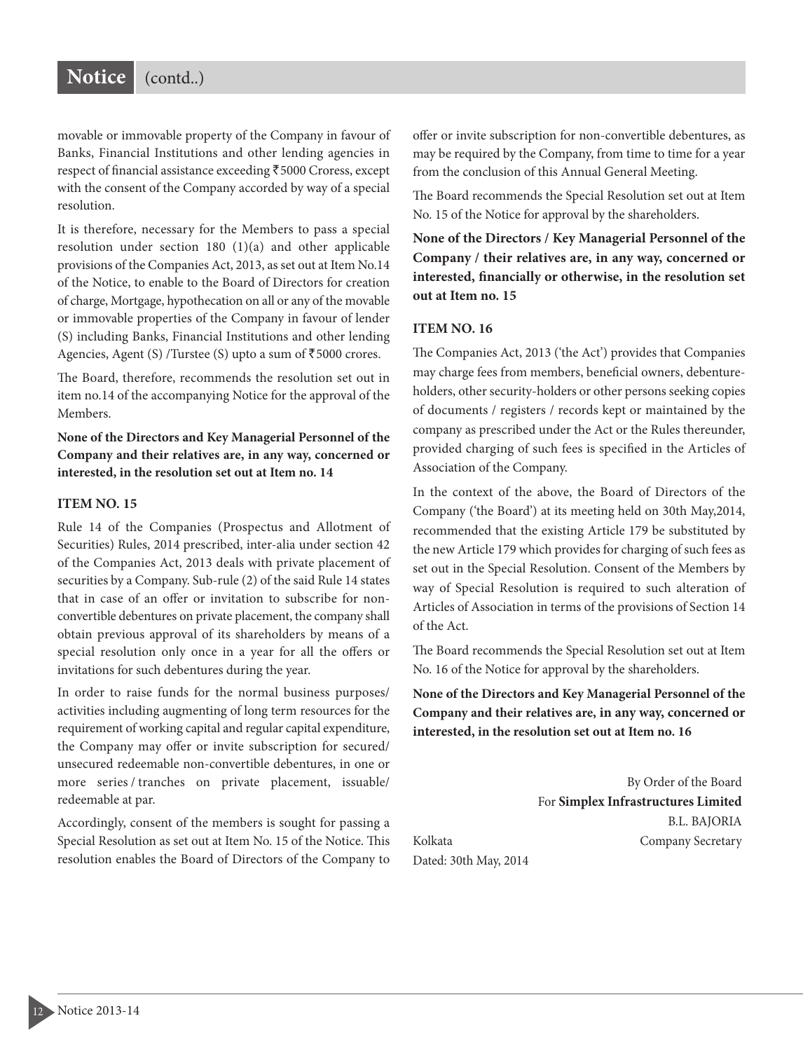movable or immovable property of the Company in favour of Banks, Financial Institutions and other lending agencies in respect of financial assistance exceeding ₹5000 Croress, except with the consent of the Company accorded by way of a special resolution.

It is therefore, necessary for the Members to pass a special resolution under section 180 (1)(a) and other applicable provisions of the Companies Act, 2013, as set out at Item No.14 of the Notice, to enable to the Board of Directors for creation of charge, Mortgage, hypothecation on all or any of the movable or immovable properties of the Company in favour of lender (S) including Banks, Financial Institutions and other lending Agencies, Agent (S) /Turstee (S) upto a sum of ₹5000 crores.

The Board, therefore, recommends the resolution set out in item no.14 of the accompanying Notice for the approval of the Members.

**None of the Directors and Key Managerial Personnel of the Company and their relatives are, in any way, concerned or interested, in the resolution set out at Item no. 14**

### ITEM NO. 15

Rule 14 of the Companies (Prospectus and Allotment of Securities) Rules, 2014 prescribed, inter-alia under section 42 of the Companies Act, 2013 deals with private placement of securities by a Company. Sub-rule (2) of the said Rule 14 states that in case of an offer or invitation to subscribe for non-convertible debentures on private placement, the company shall obtain previous approval of its shareholders by means of a special resolution only once in a year for all the offers or invitations for such debentures during the year.

In order to raise funds for the normal business purposes/ activities including augmenting of long term resources for the requirement of working capital and regular capital expenditure, the Company may offer or invite subscription for secured/ unsecured redeemable non-convertible debentures, in one or more series / tranches on private placement, issuable/ redeemable at par.

Accordingly, consent of the members is sought for passing a Special Resolution as set out at Item No. 15 of the Notice. This resolution enables the Board of Directors of the Company to offer or invite subscription for non-convertible debentures, as may be required by the Company, from time to time for a year from the conclusion of this Annual General Meeting.

The Board recommends the Special Resolution set out at Item No. 15 of the Notice for approval by the shareholders.

**None of the Directors / Key Managerial Personnel of the Company / their relatives are, in any way, concerned or interested, financially or otherwise, in the resolution set out at Item no. 15**

### ITEM NO. 16

The Companies Act, 2013 ('the Act') provides that Companies may charge fees from members, beneficial owners, debenture-holders, other security-holders or other persons seeking copies of documents / registers / records kept or maintained by the company as prescribed under the Act or the Rules thereunder, provided charging of such fees is specified in the Articles of Association of the Company.

In the context of the above, the Board of Directors of the Company ('the Board') at its meeting held on 30th May,2014, recommended that the existing Article 179 be substituted by the new Article 179 which provides for charging of such fees as set out in the Special Resolution. Consent of the Members by way of Special Resolution is required to such alteration of Articles of Association in terms of the provisions of Section 14 of the Act.

The Board recommends the Special Resolution set out at Item No. 16 of the Notice for approval by the shareholders.

**None of the Directors and Key Managerial Personnel of the Company and their relatives are, in any way, concerned or interested, in the resolution set out at Item no. 16**

By Order of the Board
For **Simplex Infrastructures Limited**
B.L. BAJORIA
Company Secretary

Kolkata
Dated: 30th May, 2014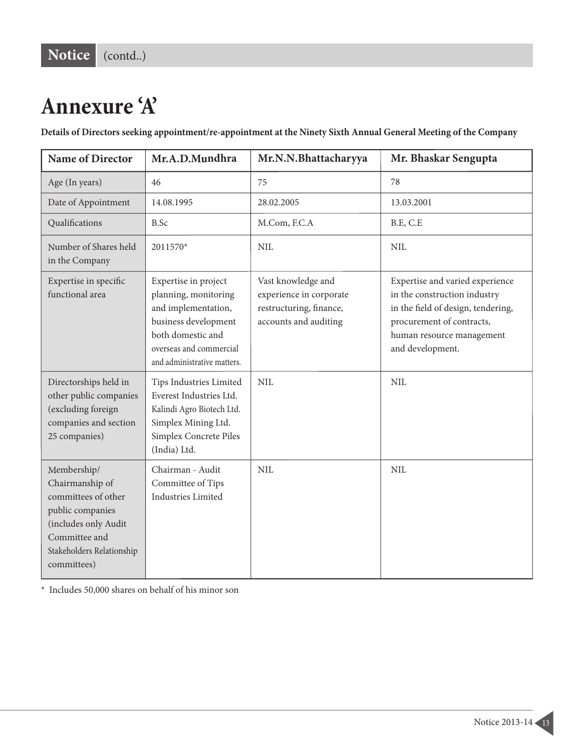Notice (contd..)

# Annexure 'A'

**Details of Directors seeking appointment/re-appointment at the Ninety Sixth Annual General Meeting of the Company**

| Name of Director | Mr.A.D.Mundhra | Mr.N.N.Bhattacharyya | Mr. Bhaskar Sengupta |
|---|---|---|---|
| Age (In years) | 46 | 75 | 78 |
| Date of Appointment | 14.08.1995 | 28.02.2005 | 13.03.2001 |
| Qualifications | B.Sc | M.Com, F.C.A | B.E, C.E |
| Number of Shares held in the Company | 2011570* | NIL | NIL |
| Expertise in specific functional area | Expertise in project planning, monitoring and implementation, business development both domestic and overseas and commercial and administrative matters. | Vast knowledge and experience in corporate restructuring, finance, accounts and auditing | Expertise and varied experience in the construction industry in the field of design, tendering, procurement of contracts, human resource management and development. |
| Directorships held in other public companies (excluding foreign companies and section 25 companies) | Tips Industries Limited<br>Everest Industries Ltd.<br>Kalindi Agro Biotech Ltd.<br>Simplex Mining Ltd.<br>Simplex Concrete Piles (India) Ltd. | NIL | NIL |
| Membership/ Chairmanship of committees of other public companies (includes only Audit Committee and Stakeholders Relationship committees) | Chairman - Audit Committee of Tips Industries Limited | NIL | NIL |

* Includes 50,000 shares on behalf of his minor son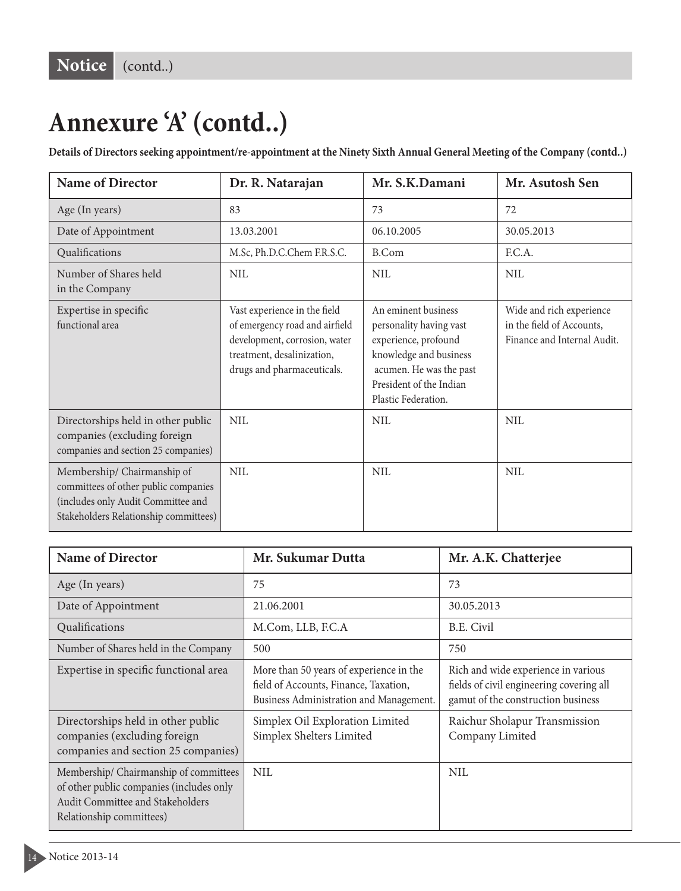# Annexure 'A' (contd..)

**Details of Directors seeking appointment/re-appointment at the Ninety Sixth Annual General Meeting of the Company (contd..)**

| Name of Director | Dr. R. Natarajan | Mr. S.K.Damani | Mr. Asutosh Sen |
|---|---|---|---|
| Age (In years) | 83 | 73 | 72 |
| Date of Appointment | 13.03.2001 | 06.10.2005 | 30.05.2013 |
| Qualifications | M.Sc, Ph.D.C.Chem F.R.S.C. | B.Com | F.C.A. |
| Number of Shares held in the Company | NIL | NIL | NIL |
| Expertise in specific functional area | Vast experience in the field of emergency road and airfield development, corrosion, water treatment, desalinization, drugs and pharmaceuticals. | An eminent business personality having vast experience, profound knowledge and business acumen. He was the past President of the Indian Plastic Federation. | Wide and rich experience in the field of Accounts, Finance and Internal Audit. |
| Directorships held in other public companies (excluding foreign companies and section 25 companies) | NIL | NIL | NIL |
| Membership/ Chairmanship of committees of other public companies (includes only Audit Committee and Stakeholders Relationship committees) | NIL | NIL | NIL |

| Name of Director | Mr. Sukumar Dutta | Mr. A.K. Chatterjee |
|---|---|---|
| Age (In years) | 75 | 73 |
| Date of Appointment | 21.06.2001 | 30.05.2013 |
| Qualifications | M.Com, LLB, F.C.A | B.E. Civil |
| Number of Shares held in the Company | 500 | 750 |
| Expertise in specific functional area | More than 50 years of experience in the field of Accounts, Finance, Taxation, Business Administration and Management. | Rich and wide experience in various fields of civil engineering covering all gamut of the construction business |
| Directorships held in other public companies (excluding foreign companies and section 25 companies) | Simplex Oil Exploration Limited<br>Simplex Shelters Limited | Raichur Sholapur Transmission Company Limited |
| Membership/ Chairmanship of committees of other public companies (includes only Audit Committee and Stakeholders Relationship committees) | NIL | NIL |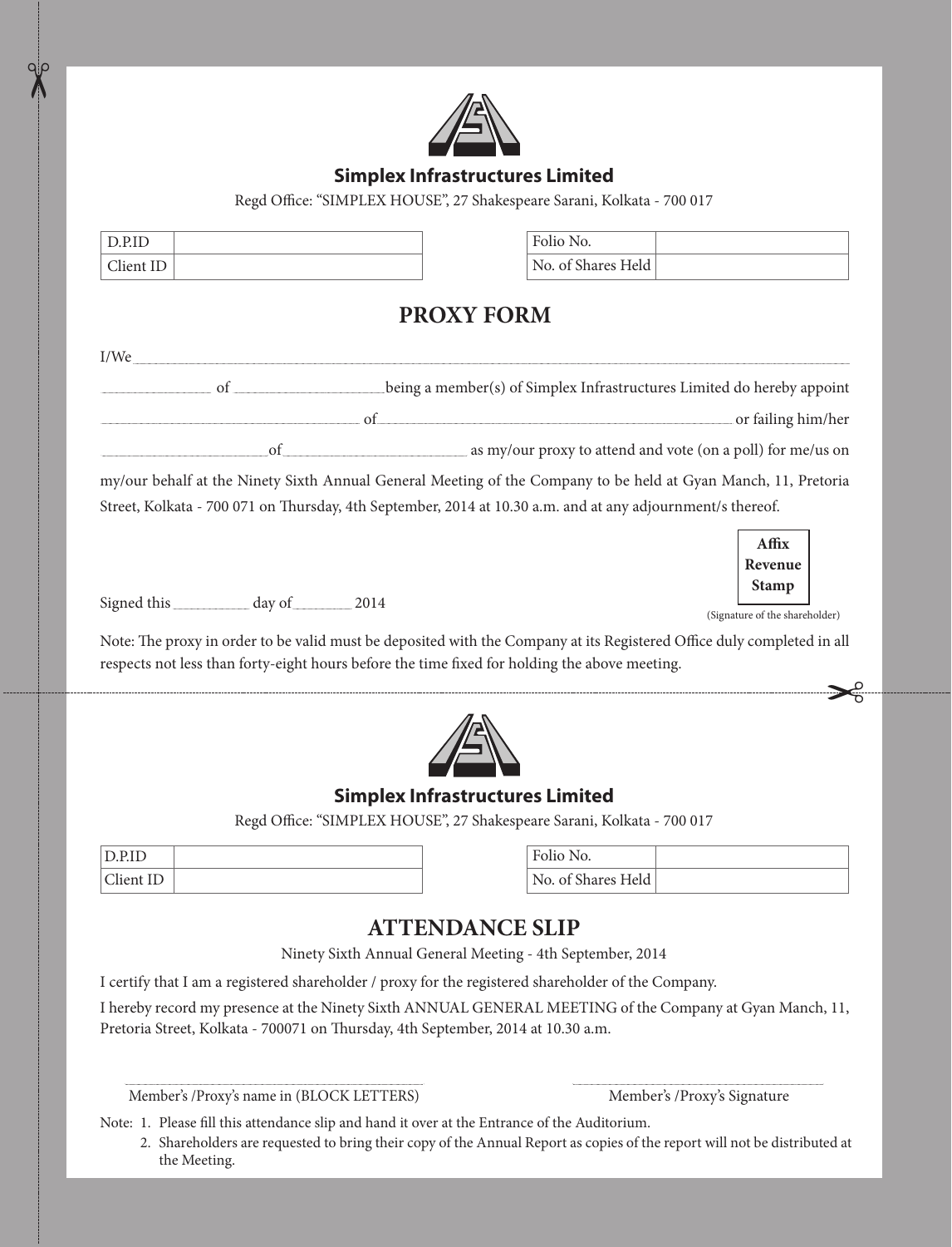**Simplex Infrastructures Limited**

Regd Office: "SIMPLEX HOUSE", 27 Shakespeare Sarani, Kolkata - 700 017

| D.P.ID | |
|---|---|
| Client ID | |

| Folio No. | |
|---|---|
| No. of Shares Held | |

## PROXY FORM

I/We ____________________________________________________________________________________________

_______________ of ____________________ being a member(s) of Simplex Infrastructures Limited do hereby appoint

____________________________________ of ______________________________________________ or failing him/her

______________________ of ________________________ as my/our proxy to attend and vote (on a poll) for me/us on my/our behalf at the Ninety Sixth Annual General Meeting of the Company to be held at Gyan Manch, 11, Pretoria Street, Kolkata - 700 071 on Thursday, 4th September, 2014 at 10.30 a.m. and at any adjournment/s thereof.

**Affix Revenue Stamp**

Signed this __________ day of ________ 2014

(Signature of the shareholder)

Note: The proxy in order to be valid must be deposited with the Company at its Registered Office duly completed in all respects not less than forty-eight hours before the time fixed for holding the above meeting.

---

**Simplex Infrastructures Limited**

Regd Office: "SIMPLEX HOUSE", 27 Shakespeare Sarani, Kolkata - 700 017

| D.P.ID | |
|---|---|
| Client ID | |

| Folio No. | |
|---|---|
| No. of Shares Held | |

## ATTENDANCE SLIP

Ninety Sixth Annual General Meeting - 4th September, 2014

I certify that I am a registered shareholder / proxy for the registered shareholder of the Company.

I hereby record my presence at the Ninety Sixth ANNUAL GENERAL MEETING of the Company at Gyan Manch, 11, Pretoria Street, Kolkata - 700071 on Thursday, 4th September, 2014 at 10.30 a.m.

_______________________________________ Member's /Proxy's name in (BLOCK LETTERS)

_______________________________________ Member's /Proxy's Signature

Note:
1. Please fill this attendance slip and hand it over at the Entrance of the Auditorium.
2. Shareholders are requested to bring their copy of the Annual Report as copies of the report will not be distributed at the Meeting.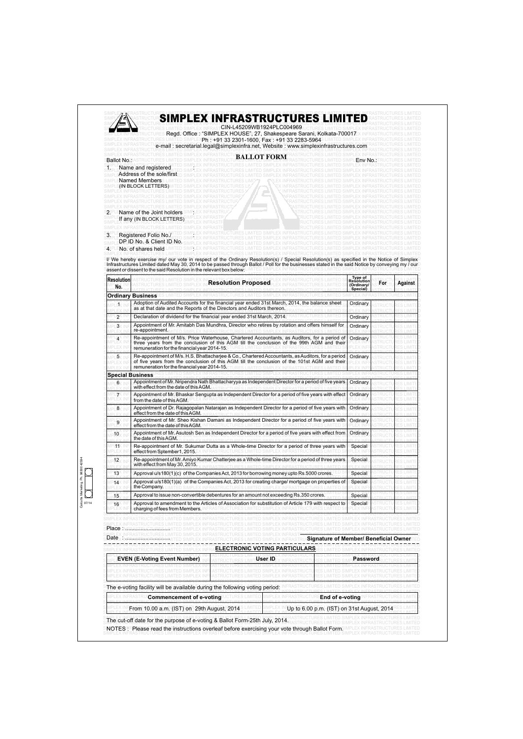# SIMPLEX INFRASTRUCTURES LIMITED

CIN-L45209WB1924PLC004969

Regd. Office : "SIMPLEX HOUSE", 27, Shakespeare Sarani, Kolkata-700017

Ph : +91 33 2301-1600, Fax : +91 33 2283-5964

e-mail : secretarial.legal@simplexinfra.net, Website : www.simplexinfrastructures.com

## BALLOT FORM

Ballot No.: Env No.:

1. Name and registered Address of the sole/first Named Members (IN BLOCK LETTERS) :
2. Name of the Joint holders If any (IN BLOCK LETTERS) :
3. Registered Folio No./ DP ID No. & Client ID No. :
4. No. of shares held :

I/ We hereby exercise my/ our vote in respect of the Ordinary Resolution(s) / Special Resolution(s) as specified in the Notice of Simplex Infrastructures Limited dated May 30, 2014 to be passed through Ballot / Poll for the businesses stated in the said Notice by conveying my / our assent or dissent to the said Resolution in the relevant box below:

| Resolution No. | Resolution Proposed | Type of Resolution (Ordinary/ Special) | For | Against |
|---|---|---|---|---|
| **Ordinary Business** | | | | |
| 1 | Adoption of Audited Accounts for the financial year ended 31st March, 2014, the balance sheet as at that date and the Reports of the Directors and Auditors thereon. | Ordinary | | |
| 2 | Declaration of dividend for the financial year ended 31st March, 2014. | Ordinary | | |
| 3 | Appointment of Mr. Amitabh Das Mundhra, Director who retires by rotation and offers himself for re-appointment. | Ordinary | | |
| 4 | Re-appointment of M/s. Price Waterhouse, Chartered Accountants, as Auditors, for a period of three years from the conclusion of this AGM till the conclusion of the 99th AGM and their remuneration for the financial year 2014-15. | Ordinary | | |
| 5 | Re-appointment of M/s. H.S. Bhattacharjee & Co., Chartered Accountants, as Auditors, for a period of five years from the conclusion of this AGM till the conclusion of the 101st AGM and their remuneration for the financial year 2014-15. | Ordinary | | |
| **Special Business** | | | | |
| 6 | Appointment of Mr. Nripendra Nath Bhattacharyya as Independent Director for a period of five years with effect from the date of this AGM. | Ordinary | | |
| 7 | Appointment of Mr. Bhaskar Sengupta as Independent Director for a period of five years with effect from the date of this AGM. | Ordinary | | |
| 8 | Appointment of Dr. Rajagopalan Natarajan as Independent Director for a period of five years with effect from the date of this AGM. | Ordinary | | |
| 9 | Appointment of Mr. Sheo Kishan Damani as Independent Director for a period of five years with effect from the date of this AGM. | Ordinary | | |
| 10 | Appointment of Mr. Asutosh Sen as Independent Director for a period of five years with effect from the date of this AGM. | Ordinary | | |
| 11 | Re-appointment of Mr. Sukumar Dutta as a Whole-time Director for a period of three years with effect from Sptember1, 2015. | Special | | |
| 12 | Re-appointment of Mr. Amiyo Kumar Chatterjee as a Whole-time Director for a period of three years with effect from May 30, 2015. | Special | | |
| 13 | Approval u/s180(1)(c) of the Companies Act, 2013 for borrowing money upto Rs.5000 crores. | Special | | |
| 14 | Approval u/s180(1)(a) of the Companies Act, 2013 for creating charge/ mortgage on properties of the Company. | Special | | |
| 15 | Approval to issue non-convertible debentures for an amount not exceeding Rs.350 crores. | Special | | |
| 16 | Approval to amendment to the Articles of Association for substitution of Article 179 with respect to charging of fees from Members. | Special | | |

Place : ..............................

Date : ..............................

**Signature of Member/ Beneficial Owner**

## ELECTRONIC VOTING PARTICULARS

| EVEN (E-Voting Event Number) | User ID | Password |
|---|---|---|
| | | |

The e-voting facility will be available during the following voting period:

| Commencement of e-voting | End of e-voting |
|---|---|
| From 10.00 a.m. (IST) on 29th August, 2014 | Up to 6.00 p.m. (IST) on 31st August, 2014 |

The cut-off date for the purpose of e-voting & Ballot Form-25th July, 2014.

NOTES : Please read the instructions overleaf before exercising your vote through Ballot Form.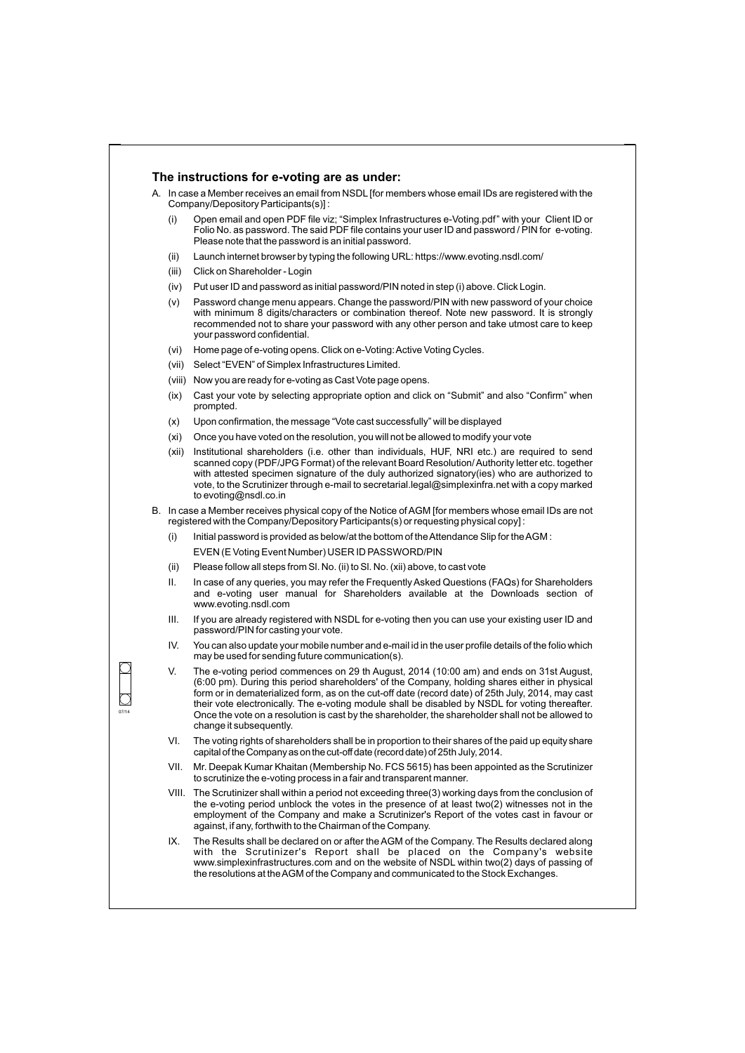## The instructions for e-voting are as under:

A. In case a Member receives an email from NSDL [for members whose email IDs are registered with the Company/Depository Participants(s)] :

   (i) Open email and open PDF file viz; “Simplex Infrastructures e-Voting.pdf” with your Client ID or Folio No. as password. The said PDF file contains your user ID and password / PIN for e-voting. Please note that the password is an initial password.

   (ii) Launch internet browser by typing the following URL: https://www.evoting.nsdl.com/

   (iii) Click on Shareholder - Login

   (iv) Put user ID and password as initial password/PIN noted in step (i) above. Click Login.

   (v) Password change menu appears. Change the password/PIN with new password of your choice with minimum 8 digits/characters or combination thereof. Note new password. It is strongly recommended not to share your password with any other person and take utmost care to keep your password confidential.

   (vi) Home page of e-voting opens. Click on e-Voting: Active Voting Cycles.

   (vii) Select “EVEN” of Simplex Infrastructures Limited.

   (viii) Now you are ready for e-voting as Cast Vote page opens.

   (ix) Cast your vote by selecting appropriate option and click on “Submit” and also “Confirm” when prompted.

   (x) Upon confirmation, the message “Vote cast successfully” will be displayed

   (xi) Once you have voted on the resolution, you will not be allowed to modify your vote

   (xii) Institutional shareholders (i.e. other than individuals, HUF, NRI etc.) are required to send scanned copy (PDF/JPG Format) of the relevant Board Resolution/ Authority letter etc. together with attested specimen signature of the duly authorized signatory(ies) who are authorized to vote, to the Scrutinizer through e-mail to secretarial.legal@simplexinfra.net with a copy marked to evoting@nsdl.co.in

B. In case a Member receives physical copy of the Notice of AGM [for members whose email IDs are not registered with the Company/Depository Participants(s) or requesting physical copy] :

   (i) Initial password is provided as below/at the bottom of the Attendance Slip for the AGM :

   EVEN (E Voting Event Number) USER ID PASSWORD/PIN

   (ii) Please follow all steps from Sl. No. (ii) to Sl. No. (xii) above, to cast vote

   II. In case of any queries, you may refer the Frequently Asked Questions (FAQs) for Shareholders and e-voting user manual for Shareholders available at the Downloads section of www.evoting.nsdl.com

   III. If you are already registered with NSDL for e-voting then you can use your existing user ID and password/PIN for casting your vote.

   IV. You can also update your mobile number and e-mail id in the user profile details of the folio which may be used for sending future communication(s).

   V. The e-voting period commences on 29 th August, 2014 (10:00 am) and ends on 31st August, (6:00 pm). During this period shareholders' of the Company, holding shares either in physical form or in dematerialized form, as on the cut-off date (record date) of 25th July, 2014, may cast their vote electronically. The e-voting module shall be disabled by NSDL for voting thereafter. Once the vote on a resolution is cast by the shareholder, the shareholder shall not be allowed to change it subsequently.

   VI. The voting rights of shareholders shall be in proportion to their shares of the paid up equity share capital of the Company as on the cut-off date (record date) of 25th July, 2014.

   VII. Mr. Deepak Kumar Khaitan (Membership No. FCS 5615) has been appointed as the Scrutinizer to scrutinize the e-voting process in a fair and transparent manner.

   VIII. The Scrutinizer shall within a period not exceeding three(3) working days from the conclusion of the e-voting period unblock the votes in the presence of at least two(2) witnesses not in the employment of the Company and make a Scrutinizer's Report of the votes cast in favour or against, if any, forthwith to the Chairman of the Company.

   IX. The Results shall be declared on or after the AGM of the Company. The Results declared along with the Scrutinizer's Report shall be placed on the Company's website www.simplexinfrastructures.com and on the website of NSDL within two(2) days of passing of the resolutions at the AGM of the Company and communicated to the Stock Exchanges.